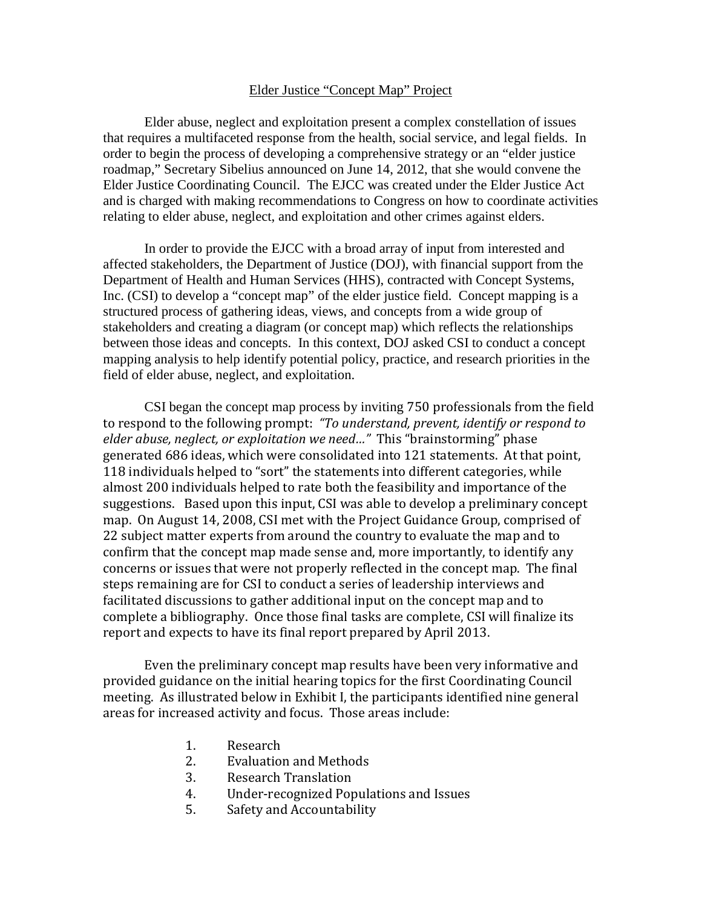# Elder Justice "Concept Map" Project

Elder abuse, neglect and exploitation present a complex constellation of issues that requires a multifaceted response from the health, social service, and legal fields. In order to begin the process of developing a comprehensive strategy or an "elder justice roadmap," Secretary Sibelius announced on June 14, 2012, that she would convene the Elder Justice Coordinating Council. The EJCC was created under the Elder Justice Act and is charged with making recommendations to Congress on how to coordinate activities relating to elder abuse, neglect, and exploitation and other crimes against elders.

In order to provide the EJCC with a broad array of input from interested and affected stakeholders, the Department of Justice (DOJ), with financial support from the Department of Health and Human Services (HHS), contracted with Concept Systems, Inc. (CSI) to develop a "concept map" of the elder justice field. Concept mapping is a structured process of gathering ideas, views, and concepts from a wide group of stakeholders and creating a diagram (or concept map) which reflects the relationships between those ideas and concepts. In this context, DOJ asked CSI to conduct a concept mapping analysis to help identify potential policy, practice, and research priorities in the field of elder abuse, neglect, and exploitation.

CSI began the concept map process by inviting 750 professionals from the field to respond to the following prompt: *"To understand, prevent, identify or respond to elder abuse, neglect, or exploitation we need…"* This "brainstorming" phase generated 686 ideas, which were consolidated into 121 statements. At that point, 118 individuals helped to "sort" the statements into different categories, while almost 200 individuals helped to rate both the feasibility and importance of the suggestions. Based upon this input, CSI was able to develop a preliminary concept map. On August 14, 2008, CSI met with the Project Guidance Group, comprised of 22 subject matter experts from around the country to evaluate the map and to confirm that the concept map made sense and, more importantly, to identify any concerns or issues that were not properly reflected in the concept map. The final steps remaining are for CSI to conduct a series of leadership interviews and facilitated discussions to gather additional input on the concept map and to complete a bibliography. Once those final tasks are complete, CSI will finalize its report and expects to have its final report prepared by April 2013.

Even the preliminary concept map results have been very informative and provided guidance on the initial hearing topics for the first Coordinating Council meeting. As illustrated below in Exhibit I, the participants identified nine general areas for increased activity and focus. Those areas include:

1. Research
2. Evaluation and Methods
3. Research Translation
4. Under-recognized Populations and Issues
5. Safety and Accountability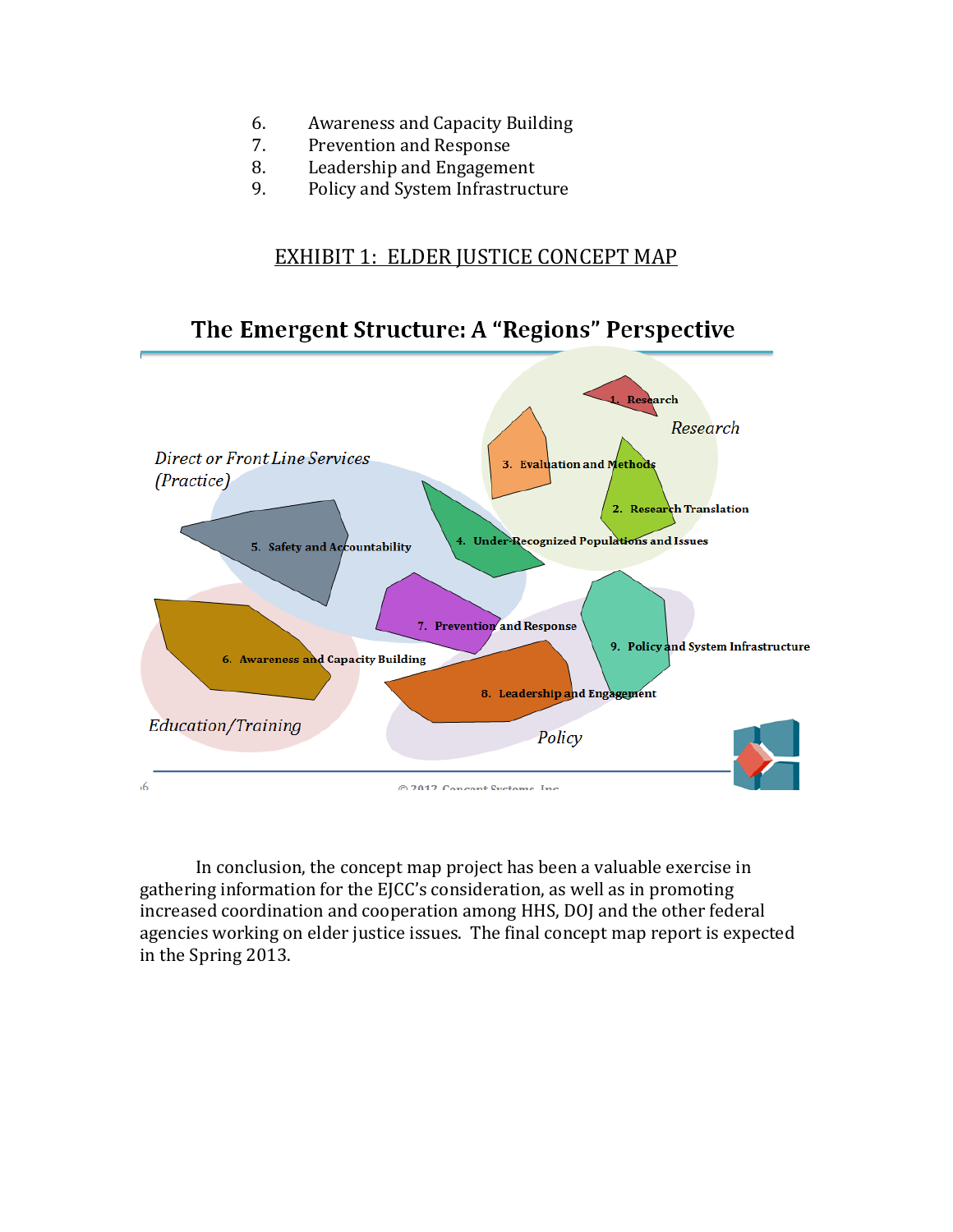6. Awareness and Capacity Building
7. Prevention and Response
8. Leadership and Engagement
9. Policy and System Infrastructure

EXHIBIT 1: ELDER JUSTICE CONCEPT MAP

## The Emergent Structure: A "Regions" Perspective

*Direct or Front Line Services (Practice)*

*Research*

*Education/Training*

*Policy*

1. Research
2. Research Translation
3. Evaluation and Methods
4. Under-Recognized Populations and Issues
5. Safety and Accountability
6. Awareness and Capacity Building
7. Prevention and Response
8. Leadership and Engagement
9. Policy and System Infrastructure

© 2012 Concept Systems, Inc.

In conclusion, the concept map project has been a valuable exercise in gathering information for the EJCC's consideration, as well as in promoting increased coordination and cooperation among HHS, DOJ and the other federal agencies working on elder justice issues. The final concept map report is expected in the Spring 2013.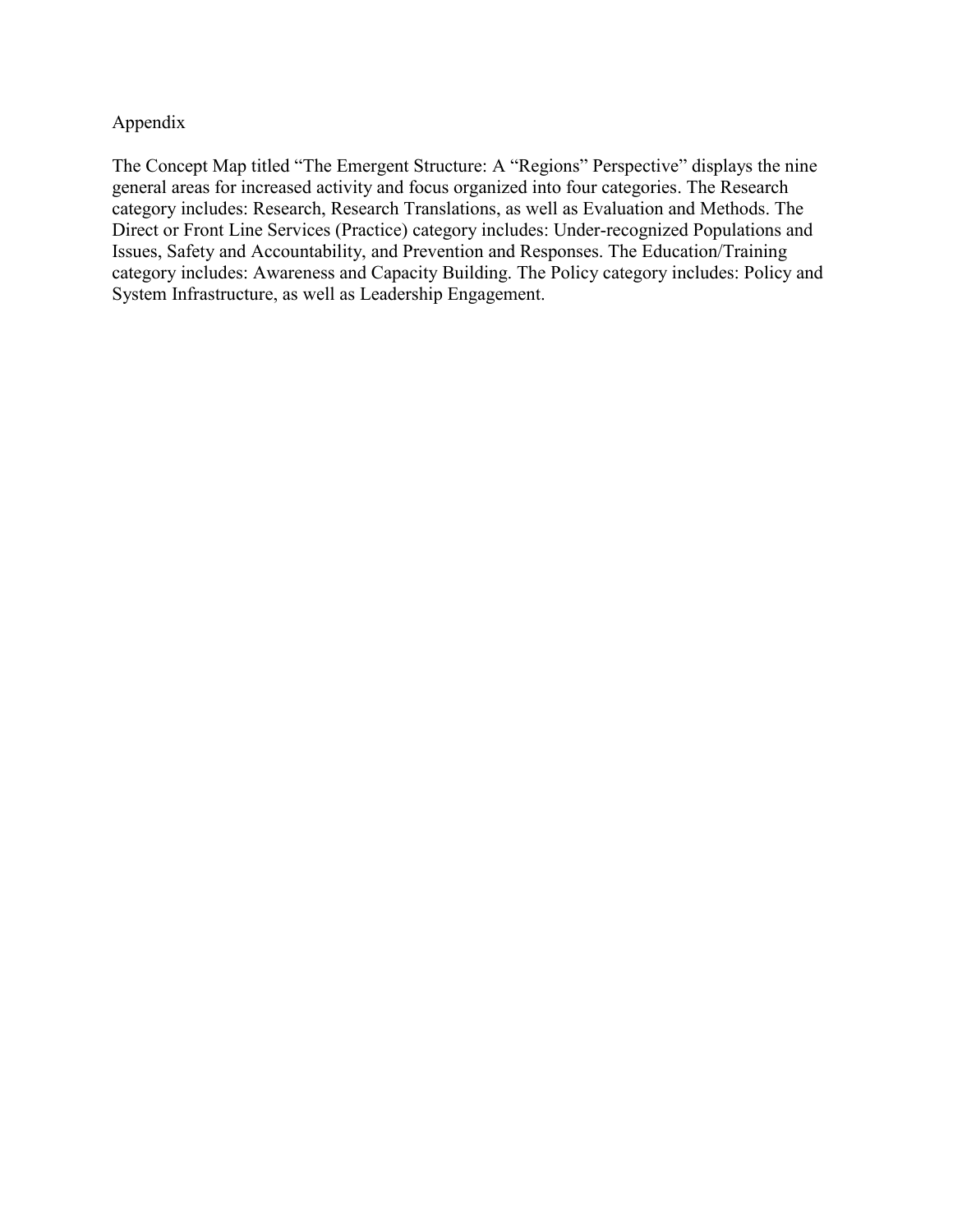# Appendix

The Concept Map titled "The Emergent Structure: A "Regions" Perspective" displays the nine general areas for increased activity and focus organized into four categories. The Research category includes: Research, Research Translations, as well as Evaluation and Methods. The Direct or Front Line Services (Practice) category includes: Under-recognized Populations and Issues, Safety and Accountability, and Prevention and Responses. The Education/Training category includes: Awareness and Capacity Building. The Policy category includes: Policy and System Infrastructure, as well as Leadership Engagement.